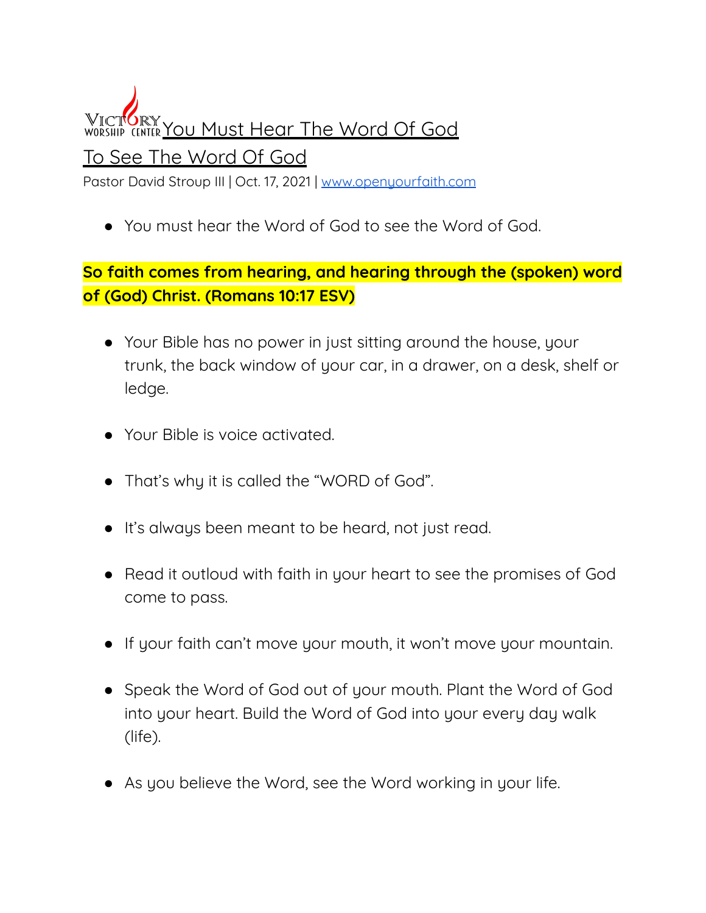# You Must Hear The Word Of God To See The Word Of God

Pastor David Stroup III | Oct. 17, 2021 | www.openyourfaith.com

- You must hear the Word of God to see the Word of God.

**So faith comes from hearing, and hearing through the (spoken) word of (God) Christ. (Romans 10:17 ESV)**

- Your Bible has no power in just sitting around the house, your trunk, the back window of your car, in a drawer, on a desk, shelf or ledge.
- Your Bible is voice activated.
- That's why it is called the "WORD of God".
- It's always been meant to be heard, not just read.
- Read it outloud with faith in your heart to see the promises of God come to pass.
- If your faith can't move your mouth, it won't move your mountain.
- Speak the Word of God out of your mouth. Plant the Word of God into your heart. Build the Word of God into your every day walk (life).
- As you believe the Word, see the Word working in your life.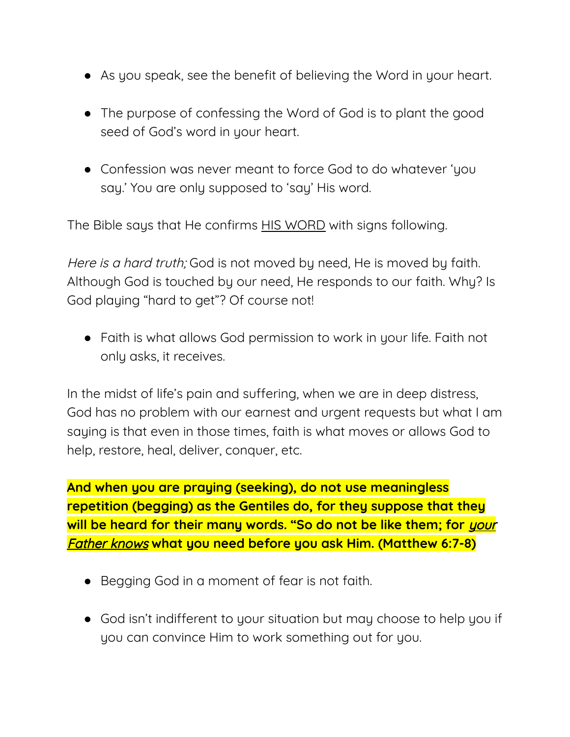- As you speak, see the benefit of believing the Word in your heart.

- The purpose of confessing the Word of God is to plant the good seed of God's word in your heart.

- Confession was never meant to force God to do whatever 'you say.' You are only supposed to 'say' His word.

The Bible says that He confirms <u>HIS WORD</u> with signs following.

*Here is a hard truth;* God is not moved by need, He is moved by faith. Although God is touched by our need, He responds to our faith. Why? Is God playing "hard to get"? Of course not!

- Faith is what allows God permission to work in your life. Faith not only asks, it receives.

In the midst of life's pain and suffering, when we are in deep distress, God has no problem with our earnest and urgent requests but what I am saying is that even in those times, faith is what moves or allows God to help, restore, heal, deliver, conquer, etc.

**And when you are praying (seeking), do not use meaningless repetition (begging) as the Gentiles do, for they suppose that they will be heard for their many words. "So do not be like them; for *<u>your Father knows</u>* what you need before you ask Him. (Matthew 6:7-8)**

- Begging God in a moment of fear is not faith.

- God isn't indifferent to your situation but may choose to help you if you can convince Him to work something out for you.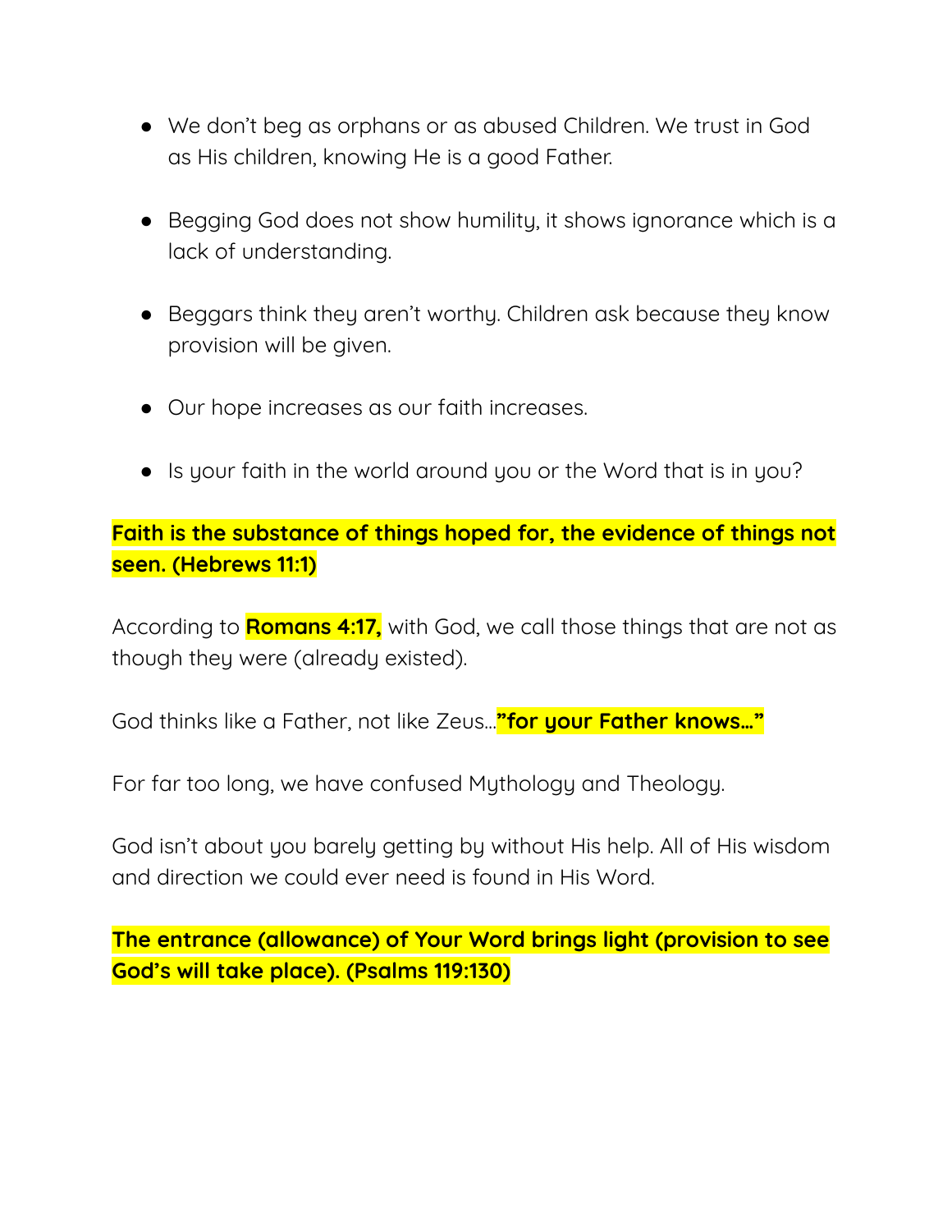- We don't beg as orphans or as abused Children. We trust in God as His children, knowing He is a good Father.

- Begging God does not show humility, it shows ignorance which is a lack of understanding.

- Beggars think they aren't worthy. Children ask because they know provision will be given.

- Our hope increases as our faith increases.

- Is your faith in the world around you or the Word that is in you?

**Faith is the substance of things hoped for, the evidence of things not seen. (Hebrews 11:1)**

According to **Romans 4:17,** with God, we call those things that are not as though they were (already existed).

God thinks like a Father, not like Zeus…**"for your Father knows…"**

For far too long, we have confused Mythology and Theology.

God isn't about you barely getting by without His help. All of His wisdom and direction we could ever need is found in His Word.

**The entrance (allowance) of Your Word brings light (provision to see God's will take place). (Psalms 119:130)**